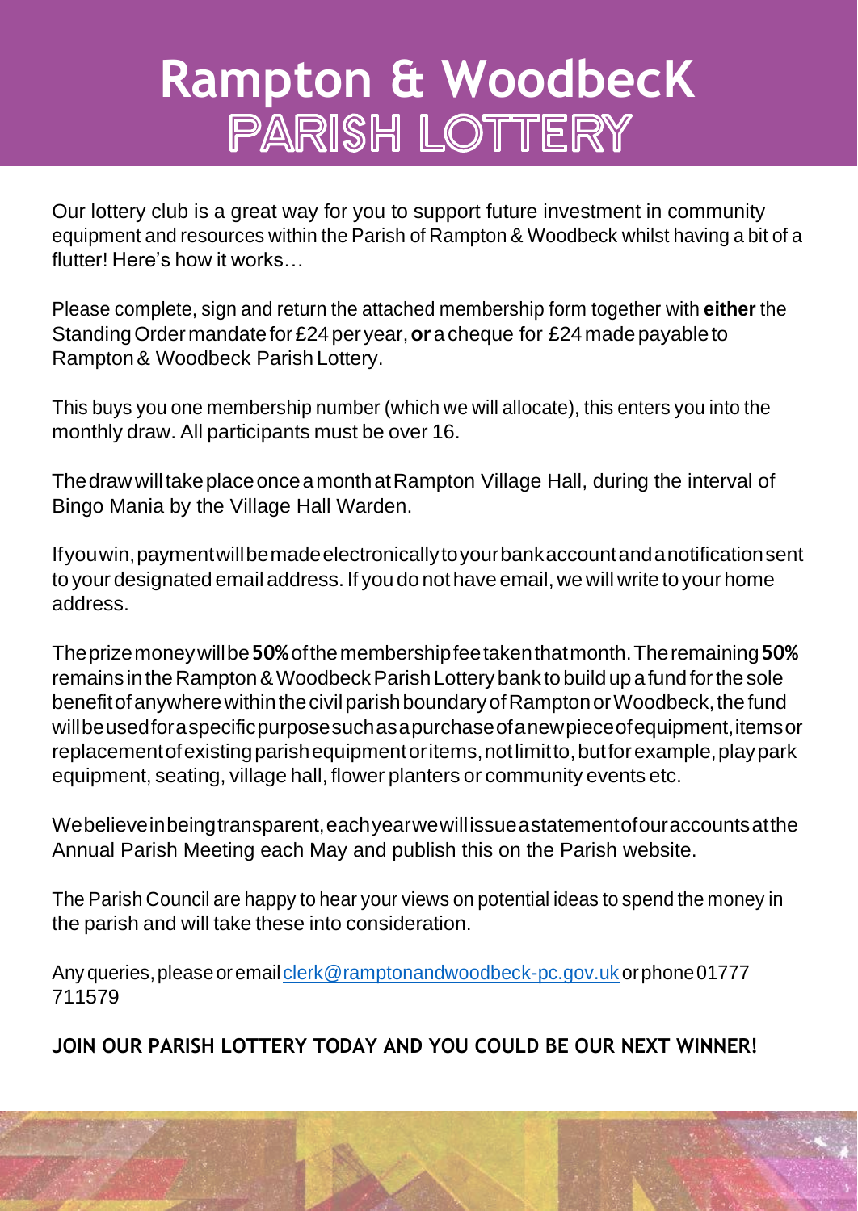# Rampton & WoodbecK
## PARISH LOTTERY

Our lottery club is a great way for you to support future investment in community equipment and resources within the Parish of Rampton & Woodbeck whilst having a bit of a flutter! Here's how it works…

Please complete, sign and return the attached membership form together with **either** the Standing Order mandate for £24 per year, **or** a cheque for £24 made payable to Rampton & Woodbeck Parish Lottery.

This buys you one membership number (which we will allocate), this enters you into the monthly draw. All participants must be over 16.

The draw will take place once a month at Rampton Village Hall, during the interval of Bingo Mania by the Village Hall Warden.

If you win, payment will be made electronically to your bank account and a notification sent to your designated email address. If you do not have email, we will write to your home address.

The prize money will be **50%** of the membership fee taken that month. The remaining **50%** remains in the Rampton & Woodbeck Parish Lottery bank to build up a fund for the sole benefit of anywhere within the civil parish boundary of Rampton or Woodbeck, the fund will be used for a specific purpose such as a purchase of a new piece of equipment, items or replacement of existing parish equipment or items, not limit to, but for example, play park equipment, seating, village hall, flower planters or community events etc.

We believe in being transparent, each year we will issue a statement of our accounts at the Annual Parish Meeting each May and publish this on the Parish website.

The Parish Council are happy to hear your views on potential ideas to spend the money in the parish and will take these into consideration.

Any queries, please or email clerk@ramptonandwoodbeck-pc.gov.uk or phone 01777 711579

**JOIN OUR PARISH LOTTERY TODAY AND YOU COULD BE OUR NEXT WINNER!**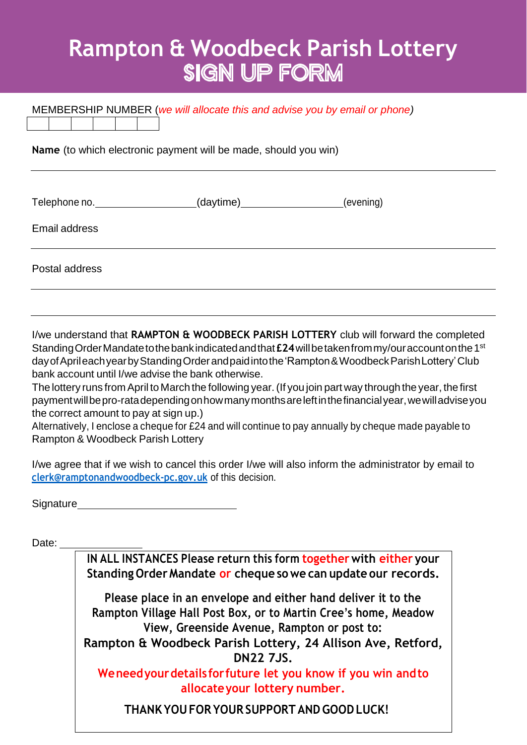# Rampton & Woodbeck Parish Lottery
## SIGN UP FORM

MEMBERSHIP NUMBER (*we will allocate this and advise you by email or phone*)

| | | | | | |
|---|---|---|---|---|---|
| | | | | | |

**Name** (to which electronic payment will be made, should you win)

______________________________________________________________

Telephone no.__________________(daytime)__________________(evening)

Email address

______________________________________________________________

Postal address

______________________________________________________________

______________________________________________________________

I/we understand that **RAMPTON & WOODBECK PARISH LOTTERY** club will forward the completed Standing Order Mandate to the bank indicated and that **£24** will be taken from my/our account on the 1st day of April each year by Standing Order and paid into the 'Rampton & Woodbeck Parish Lottery' Club bank account until I/we advise the bank otherwise.

The lottery runs from April to March the following year. (If you join part way through the year, the first payment will be pro-rata depending on how many months are left in the financial year, we will advise you the correct amount to pay at sign up.)

Alternatively, I enclose a cheque for £24 and will continue to pay annually by cheque made payable to Rampton & Woodbeck Parish Lottery

I/we agree that if we wish to cancel this order I/we will also inform the administrator by email to clerk@ramptonandwoodbeck-pc.gov.uk of this decision.

Signature____________________________

Date: _______________

**IN ALL INSTANCES Please return this form together with either your Standing Order Mandate or cheque so we can update our records.**

**Please place in an envelope and either hand deliver it to the Rampton Village Hall Post Box, or to Martin Cree's home, Meadow View, Greenside Avenue, Rampton or post to:**
**Rampton & Woodbeck Parish Lottery, 24 Allison Ave, Retford, DN22 7JS.**

**We need your details for future let you know if you win and to allocate your lottery number.**

**THANK YOU FOR YOUR SUPPORT AND GOOD LUCK!**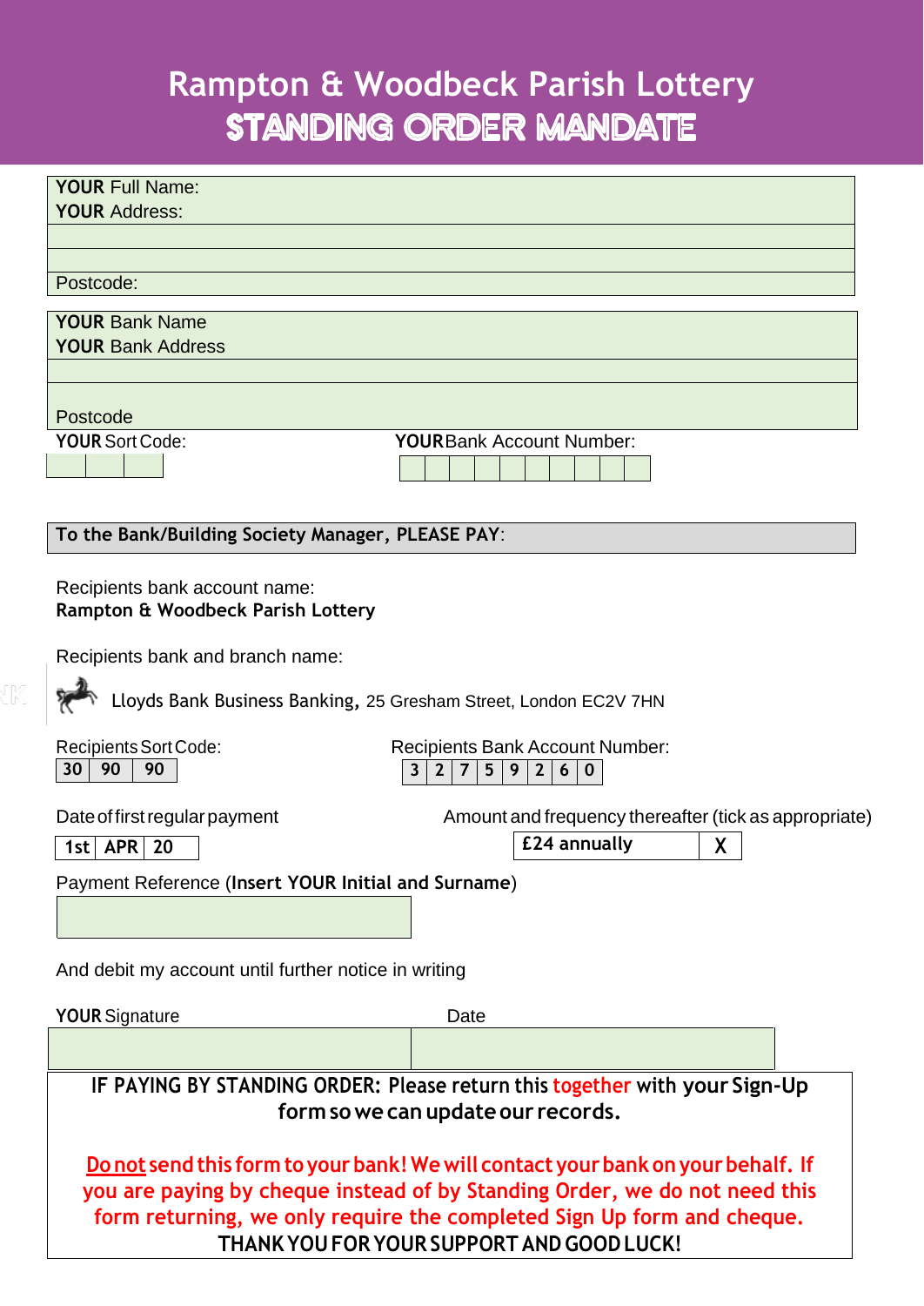# Rampton & Woodbeck Parish Lottery
## STANDING ORDER MANDATE

**YOUR** Full Name:

**YOUR** Address:

Postcode:

**YOUR** Bank Name

**YOUR** Bank Address

Postcode

**YOUR** Sort Code:

**YOUR** Bank Account Number:

**To the Bank/Building Society Manager, PLEASE PAY**:

Recipients bank account name:
**Rampton & Woodbeck Parish Lottery**

Recipients bank and branch name:

Lloyds Bank Business Banking, 25 Gresham Street, London EC2V 7HN

Recipients Sort Code:

| 30 | 90 | 90 |
|---|---|---|

Recipients Bank Account Number:

| 3 | 2 | 7 | 5 | 9 | 2 | 6 | 0 |
|---|---|---|---|---|---|---|---|

Date of first regular payment

| 1st | APR | 20 |
|---|---|---|

Amount and frequency thereafter (tick as appropriate)

| £24 annually | X |
|---|---|

Payment Reference (**Insert YOUR Initial and Surname**)

And debit my account until further notice in writing

**YOUR** Signature

Date

**IF PAYING BY STANDING ORDER: Please return this together with your Sign-Up form so we can update our records.**

**Do not send this form to your bank! We will contact your bank on your behalf. If you are paying by cheque instead of by Standing Order, we do not need this form returning, we only require the completed Sign Up form and cheque.**

**THANK YOU FOR YOUR SUPPORT AND GOOD LUCK!**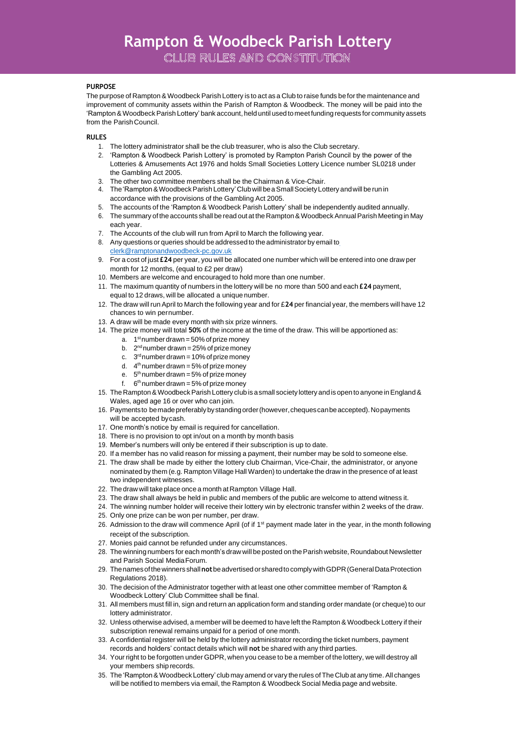# Rampton & Woodbeck Parish Lottery

## CLUB RULES AND CONSTITUTION

**PURPOSE**

The purpose of Rampton & Woodbeck Parish Lottery is to act as a Club to raise funds be for the maintenance and improvement of community assets within the Parish of Rampton & Woodbeck. The money will be paid into the 'Rampton & Woodbeck Parish Lottery' bank account, held until used to meet funding requests for community assets from the Parish Council.

**RULES**

1. The lottery administrator shall be the club treasurer, who is also the Club secretary.
2. 'Rampton & Woodbeck Parish Lottery' is promoted by Rampton Parish Council by the power of the Lotteries & Amusements Act 1976 and holds Small Societies Lottery Licence number SL0218 under the Gambling Act 2005.
3. The other two committee members shall be the Chairman & Vice-Chair.
4. The 'Rampton & Woodbeck Parish Lottery' Club will be a Small Society Lottery and will be run in accordance with the provisions of the Gambling Act 2005.
5. The accounts of the 'Rampton & Woodbeck Parish Lottery' shall be independently audited annually.
6. The summary of the accounts shall be read out at the Rampton & Woodbeck Annual Parish Meeting in May each year.
7. The Accounts of the club will run from April to March the following year.
8. Any questions or queries should be addressed to the administrator by email to clerk@ramptonandwoodbeck-pc.gov.uk
9. For a cost of just **£24** per year, you will be allocated one number which will be entered into one draw per month for 12 months, (equal to £2 per draw)
10. Members are welcome and encouraged to hold more than one number.
11. The maximum quantity of numbers in the lottery will be no more than 500 and each **£24** payment, equal to 12 draws, will be allocated a unique number.
12. The draw will run April to March the following year and for £**24** per financial year, the members will have 12 chances to win per number.
13. A draw will be made every month with six prize winners.
14. The prize money will total **50%** of the income at the time of the draw. This will be apportioned as:
    a. 1st number drawn = 50% of prize money
    b. 2nd number drawn = 25% of prize money
    c. 3rd number drawn = 10% of prize money
    d. 4th number drawn = 5% of prize money
    e. 5th number drawn = 5% of prize money
    f. 6th number drawn = 5% of prize money
15. The Rampton & Woodbeck Parish Lottery club is a small society lottery and is open to anyone in England & Wales, aged age 16 or over who can join.
16. Payments to be made preferably by standing order (however, cheques can be accepted). No payments will be accepted by cash.
17. One month's notice by email is required for cancellation.
18. There is no provision to opt in/out on a month by month basis
19. Member's numbers will only be entered if their subscription is up to date.
20. If a member has no valid reason for missing a payment, their number may be sold to someone else.
21. The draw shall be made by either the lottery club Chairman, Vice-Chair, the administrator, or anyone nominated by them (e.g. Rampton Village Hall Warden) to undertake the draw in the presence of at least two independent witnesses.
22. The draw will take place once a month at Rampton Village Hall.
23. The draw shall always be held in public and members of the public are welcome to attend witness it.
24. The winning number holder will receive their lottery win by electronic transfer within 2 weeks of the draw.
25. Only one prize can be won per number, per draw.
26. Admission to the draw will commence April (of if 1st payment made later in the year, in the month following receipt of the subscription.
27. Monies paid cannot be refunded under any circumstances.
28. The winning numbers for each month's draw will be posted on the Parish website, Roundabout Newsletter and Parish Social Media Forum.
29. The names of the winners shall **not** be advertised or shared to comply with GDPR (General Data Protection Regulations 2018).
30. The decision of the Administrator together with at least one other committee member of 'Rampton & Woodbeck Lottery' Club Committee shall be final.
31. All members must fill in, sign and return an application form and standing order mandate (or cheque) to our lottery administrator.
32. Unless otherwise advised, a member will be deemed to have left the Rampton & Woodbeck Lottery if their subscription renewal remains unpaid for a period of one month.
33. A confidential register will be held by the lottery administrator recording the ticket numbers, payment records and holders' contact details which will **not** be shared with any third parties.
34. Your right to be forgotten under GDPR, when you cease to be a member of the lottery, we will destroy all your members ship records.
35. The 'Rampton & Woodbeck Lottery' club may amend or vary the rules of The Club at any time. All changes will be notified to members via email, the Rampton & Woodbeck Social Media page and website.